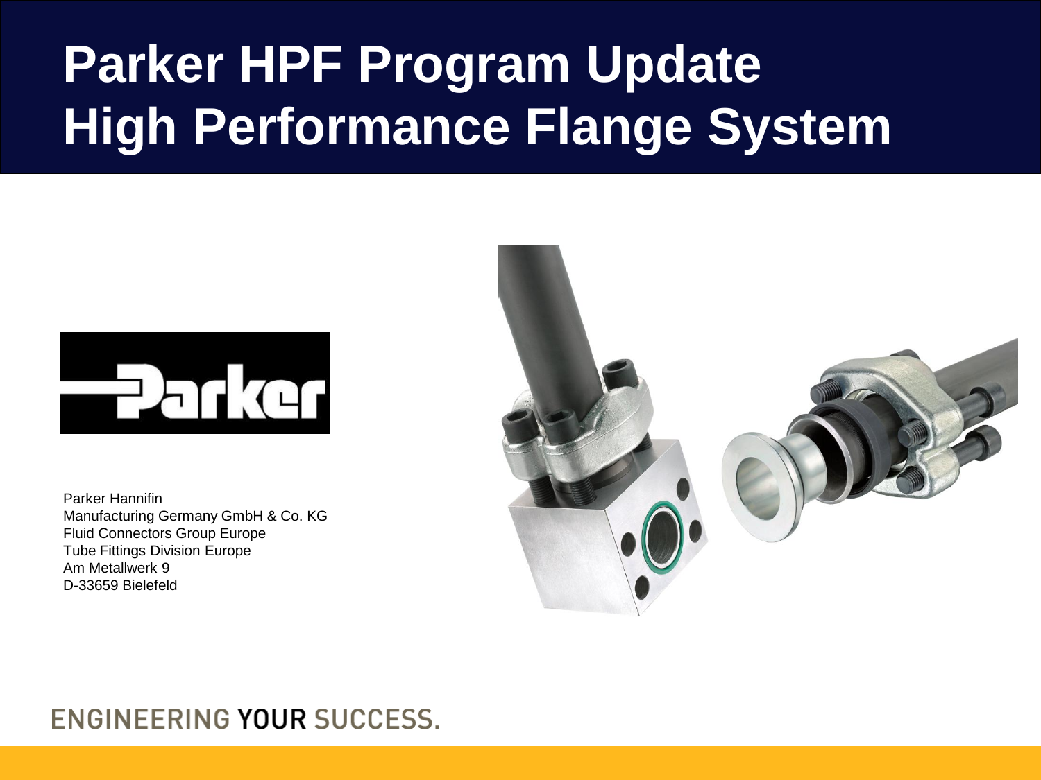# Parker HPF Program Update High Performance Flange System

Parker Hannifin
Manufacturing Germany GmbH & Co. KG
Fluid Connectors Group Europe
Tube Fittings Division Europe
Am Metallwerk 9
D-33659 Bielefeld

ENGINEERING YOUR SUCCESS.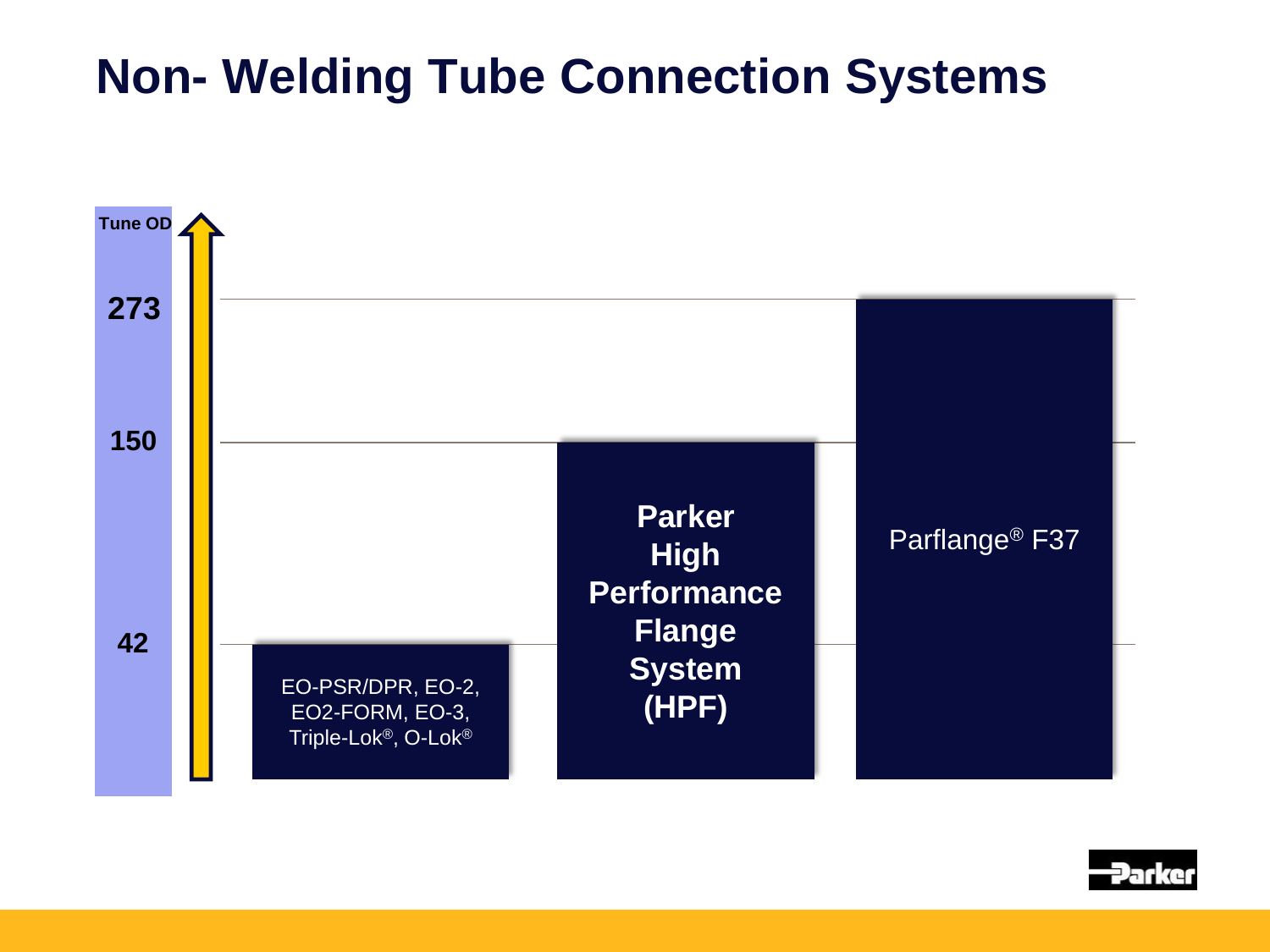# Non- Welding Tube Connection Systems

Tune OD

273

150

42

EO-PSR/DPR, EO-2, EO2-FORM, EO-3, Triple-Lok®, O-Lok®

**Parker High Performance Flange System (HPF)**

Parflange® F37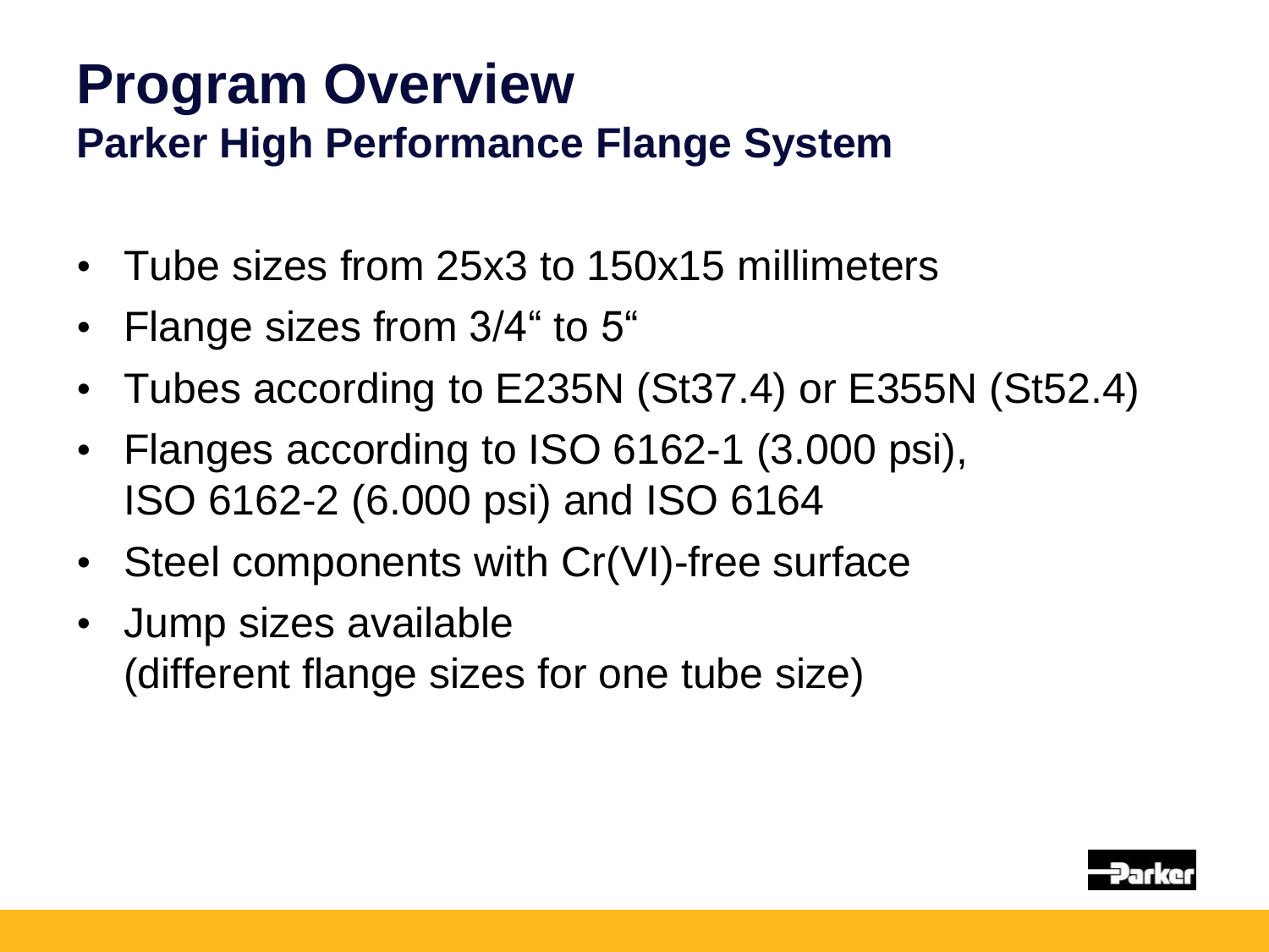# Program Overview

## Parker High Performance Flange System

- Tube sizes from 25x3 to 150x15 millimeters
- Flange sizes from 3/4“ to 5“
- Tubes according to E235N (St37.4) or E355N (St52.4)
- Flanges according to ISO 6162-1 (3.000 psi), ISO 6162-2 (6.000 psi) and ISO 6164
- Steel components with Cr(VI)-free surface
- Jump sizes available (different flange sizes for one tube size)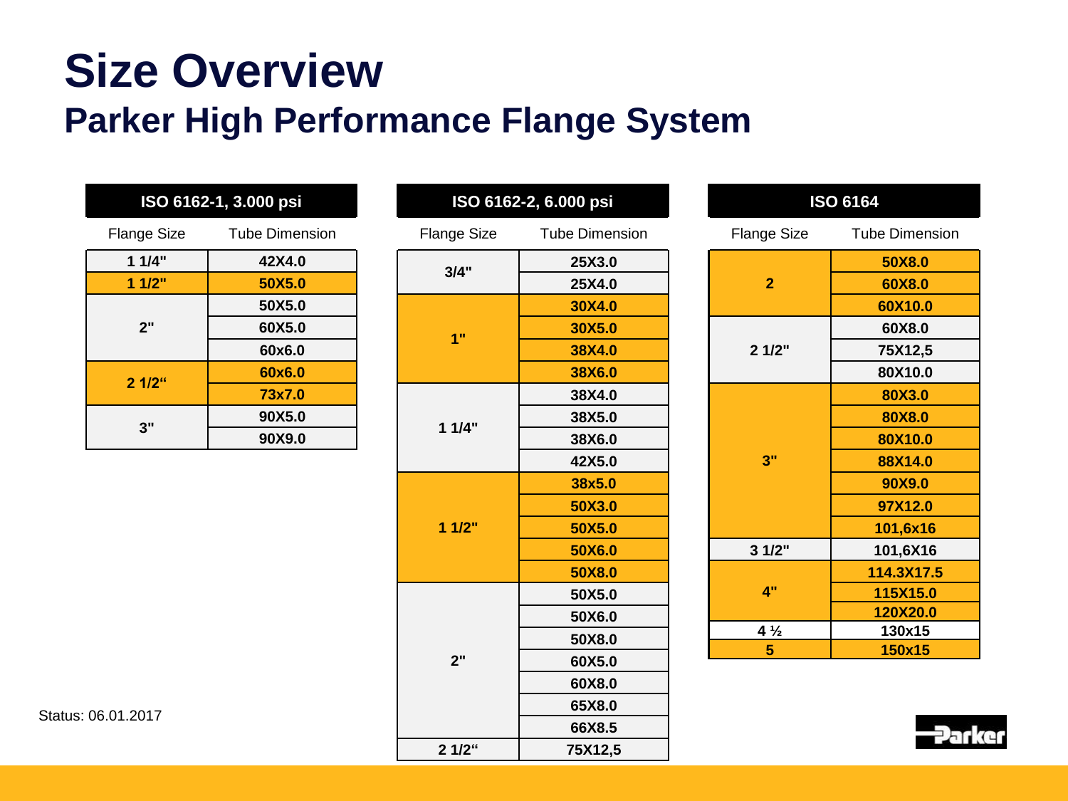# Size Overview

## Parker High Performance Flange System

| ISO 6162-1, 3.000 psi | |
|---|---|
| Flange Size | Tube Dimension |
| 1 1/4" | 42X4.0 |
| 1 1/2" | 50X5.0 |
| 2" | 50X5.0 |
| | 60X5.0 |
| | 60x6.0 |
| 2 1/2“ | 60x6.0 |
| | 73x7.0 |
| 3" | 90X5.0 |
| | 90X9.0 |

| ISO 6162-2, 6.000 psi | |
|---|---|
| Flange Size | Tube Dimension |
| 3/4" | 25X3.0 |
| | 25X4.0 |
| 1" | 30X4.0 |
| | 30X5.0 |
| | 38X4.0 |
| | 38X6.0 |
| 1 1/4" | 38X4.0 |
| | 38X5.0 |
| | 38X6.0 |
| | 42X5.0 |
| 1 1/2" | 38x5.0 |
| | 50X3.0 |
| | 50X5.0 |
| | 50X6.0 |
| | 50X8.0 |
| 2" | 50X5.0 |
| | 50X6.0 |
| | 50X8.0 |
| | 60X5.0 |
| | 60X8.0 |
| | 65X8.0 |
| | 66X8.5 |
| 2 1/2“ | 75X12,5 |

| ISO 6164 | |
|---|---|
| Flange Size | Tube Dimension |
| 2 | 50X8.0 |
| | 60X8.0 |
| | 60X10.0 |
| 2 1/2" | 60X8.0 |
| | 75X12,5 |
| | 80X10.0 |
| 3" | 80X3.0 |
| | 80X8.0 |
| | 80X10.0 |
| | 88X14.0 |
| | 90X9.0 |
| | 97X12.0 |
| | 101,6x16 |
| 3 1/2" | 101,6X16 |
| 4" | 114.3X17.5 |
| | 115X15.0 |
| | 120X20.0 |
| 4 ½ | 130x15 |
| 5 | 150x15 |

Status: 06.01.2017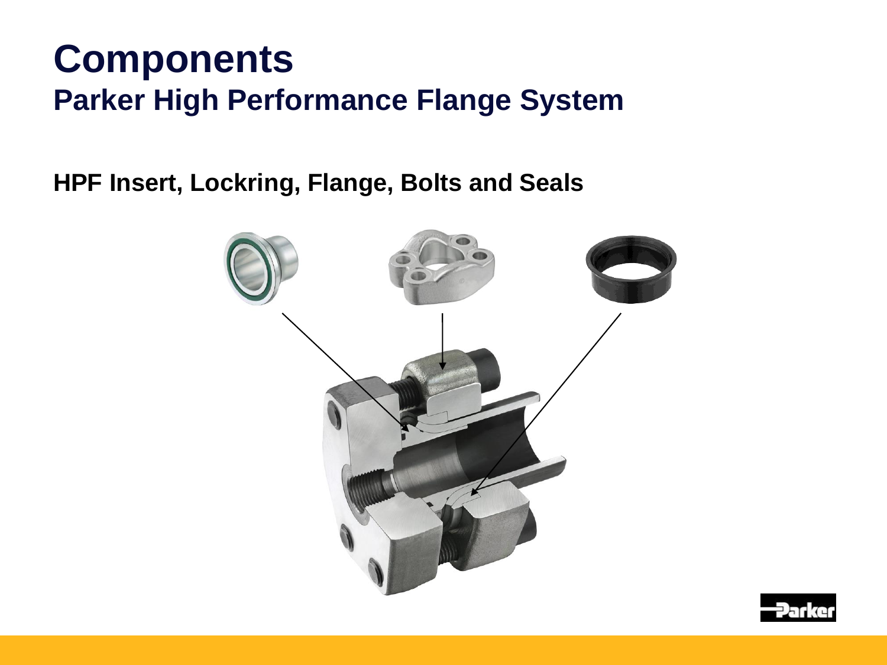# Components

## Parker High Performance Flange System

**HPF Insert, Lockring, Flange, Bolts and Seals**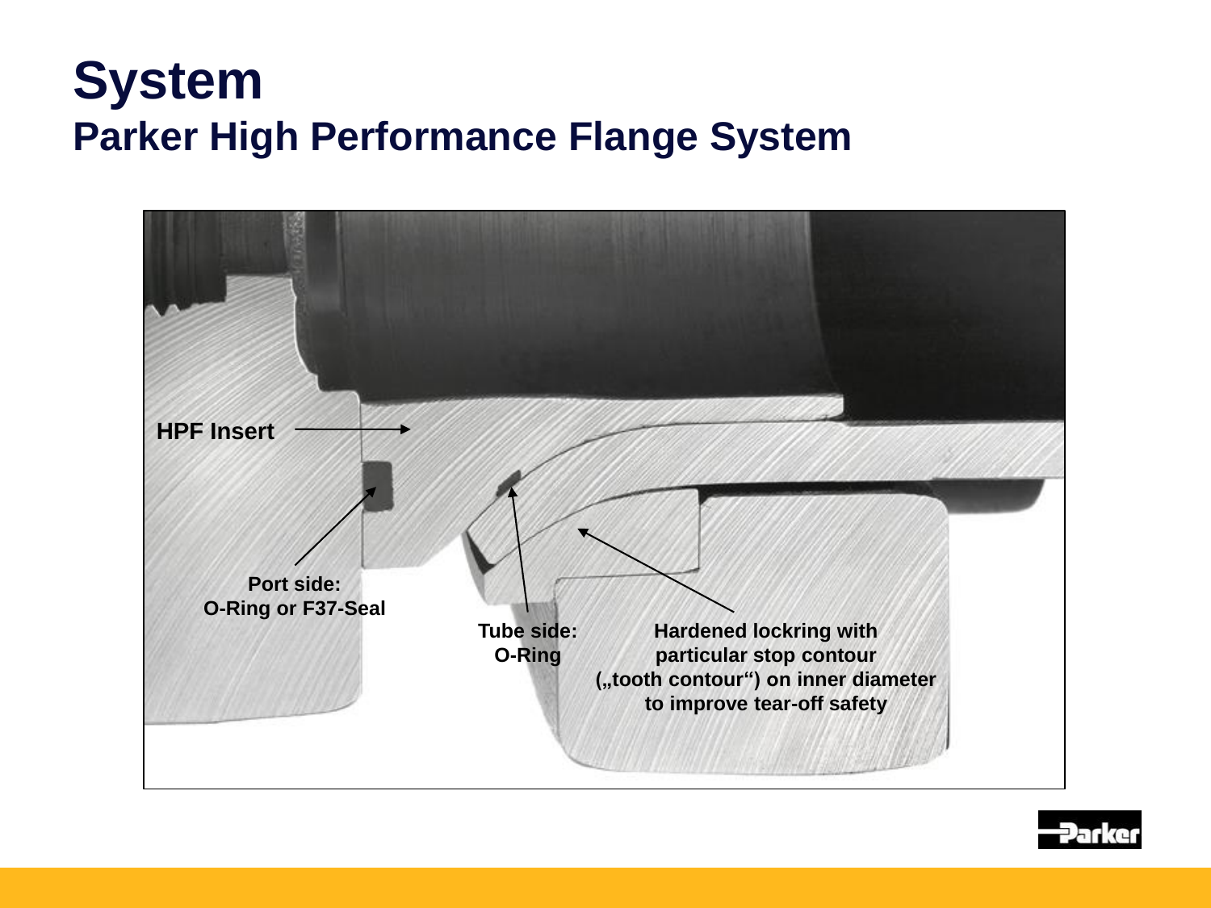# System

## Parker High Performance Flange System

HPF Insert

Port side:
O-Ring or F37-Seal

Tube side:
O-Ring

Hardened lockring with particular stop contour („tooth contour“) on inner diameter to improve tear-off safety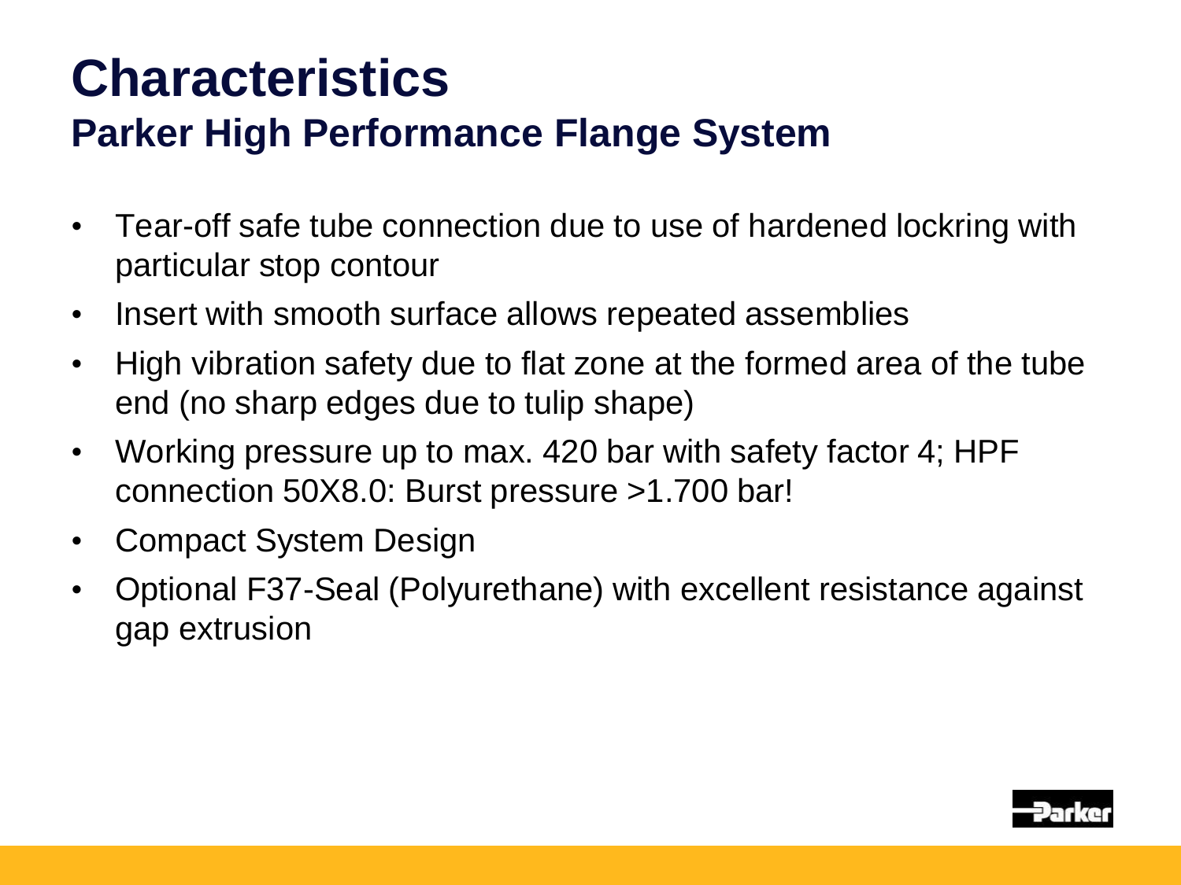# Characteristics

## Parker High Performance Flange System

- Tear-off safe tube connection due to use of hardened lockring with particular stop contour
- Insert with smooth surface allows repeated assemblies
- High vibration safety due to flat zone at the formed area of the tube end (no sharp edges due to tulip shape)
- Working pressure up to max. 420 bar with safety factor 4; HPF connection 50X8.0: Burst pressure >1.700 bar!
- Compact System Design
- Optional F37-Seal (Polyurethane) with excellent resistance against gap extrusion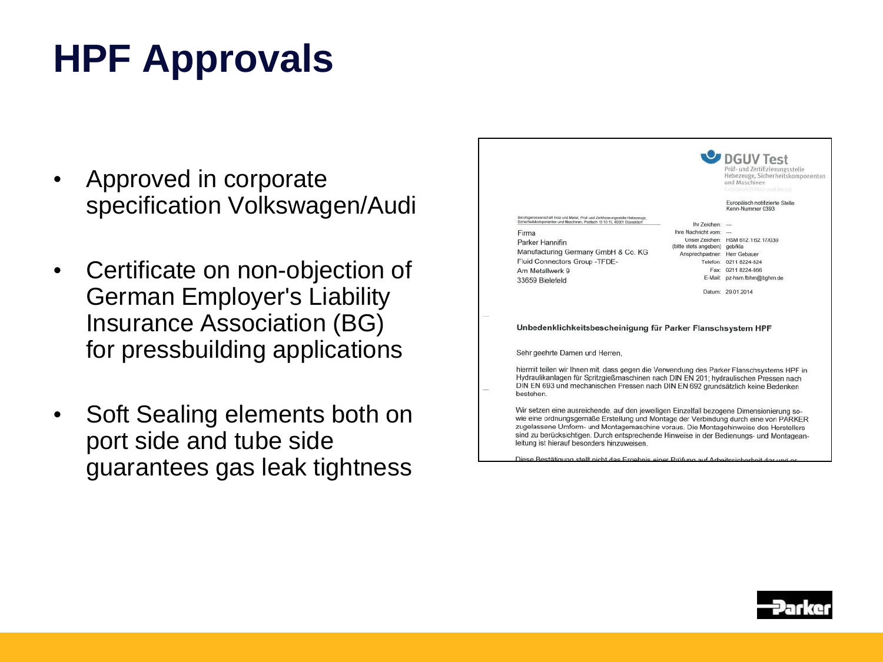# HPF Approvals

- Approved in corporate specification Volkswagen/Audi
- Certificate on non-objection of German Employer's Liability Insurance Association (BG) for pressbuilding applications
- Soft Sealing elements both on port side and tube side guarantees gas leak tightness

DGUV Test
Prüf- und Zertifizierungsstelle
Hebezeuge, Sicherheitskomponenten und Maschinen
Fachbereich Holz und Metall

Europäisch notifizierte Stelle
Kenn-Nummer 0393

Berufsgenossenschaft Holz und Metall, Prüf- und Zertifizierungsstelle Hebezeuge, Sicherheitskomponenten und Maschinen, Postfach 10 10 15, 40001 Düsseldorf

Firma
Parker Hannifin
Manufacturing Germany GmbH & Co. KG
Fluid Connectors Group -TFDE-
Am Metallwerk 9
33659 Bielefeld

Ihr Zeichen: ---
Ihre Nachricht vom: ---
Unser Zeichen: HSM 612.1.62.17/039
(bitte stets angeben) geb/kla
Ansprechpartner: Herr Gebauer
Telefon: 0211 8224-824
Fax: 0211 8224-866
E-Mail: pz-hsm.fbhm@bghm.de

Datum: 29.01.2014

**Unbedenklichkeitsbescheinigung für Parker Flanschsystem HPF**

Sehr geehrte Damen und Herren,

hiermit teilen wir Ihnen mit, dass gegen die Verwendung des Parker Flanschsystems HPF in Hydraulikanlagen für Spritzgießmaschinen nach DIN EN 201; hydraulischen Pressen nach DIN EN 693 und mechanischen Pressen nach DIN EN 692 grundsätzlich keine Bedenken bestehen.

Wir setzen eine ausreichende, auf den jeweiligen Einzelfall bezogene Dimensionierung sowie eine ordnungsgemäße Erstellung und Montage der Verbindung durch eine von PARKER zugelassene Umform- und Montagemaschine voraus. Die Montagehinweise des Herstellers sind zu berücksichtigen. Durch entsprechende Hinweise in der Bedienungs- und Montageanleitung ist hierauf besonders hinzuweisen.

Diese Bestätigung stellt nicht das Ergebnis einer Prüfung auf Arbeitssicherheit dar und er...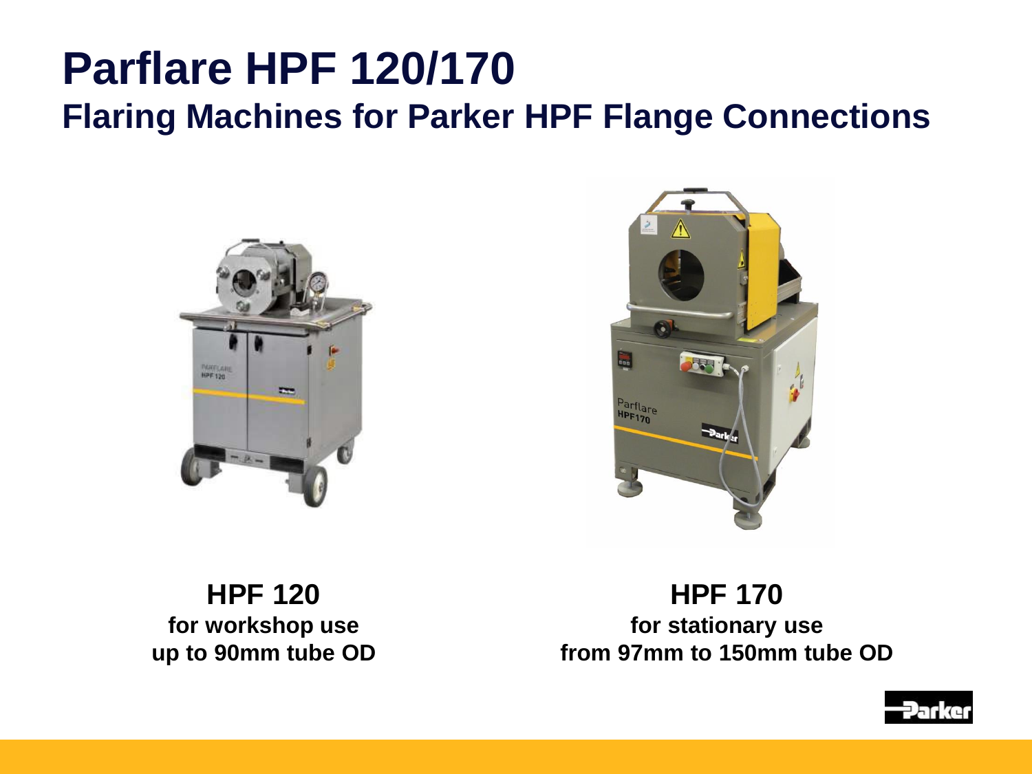# Parflare HPF 120/170

## Flaring Machines for Parker HPF Flange Connections

**HPF 120**
**for workshop use**
**up to 90mm tube OD**

**HPF 170**
**for stationary use**
**from 97mm to 150mm tube OD**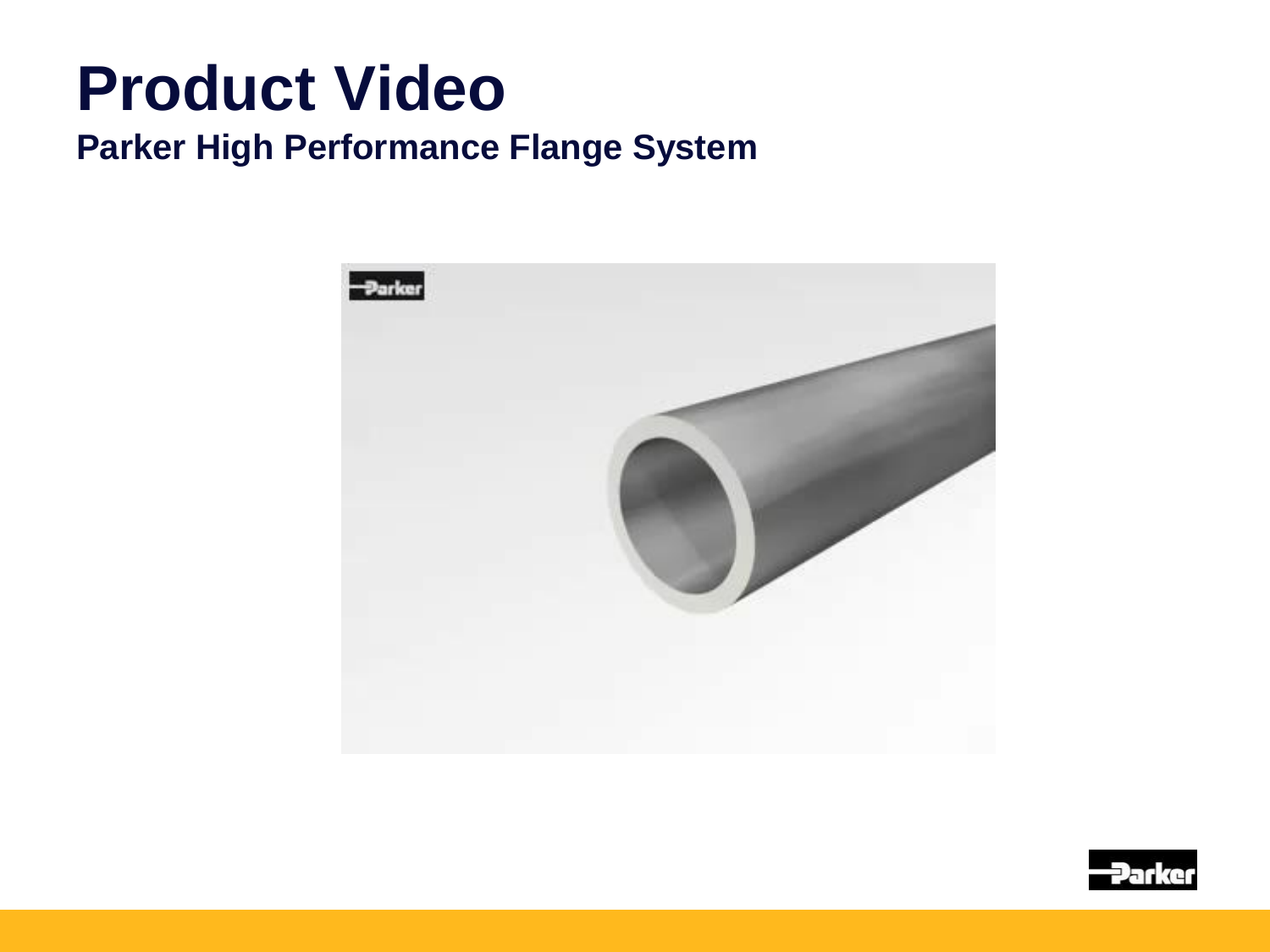# Product Video

## Parker High Performance Flange System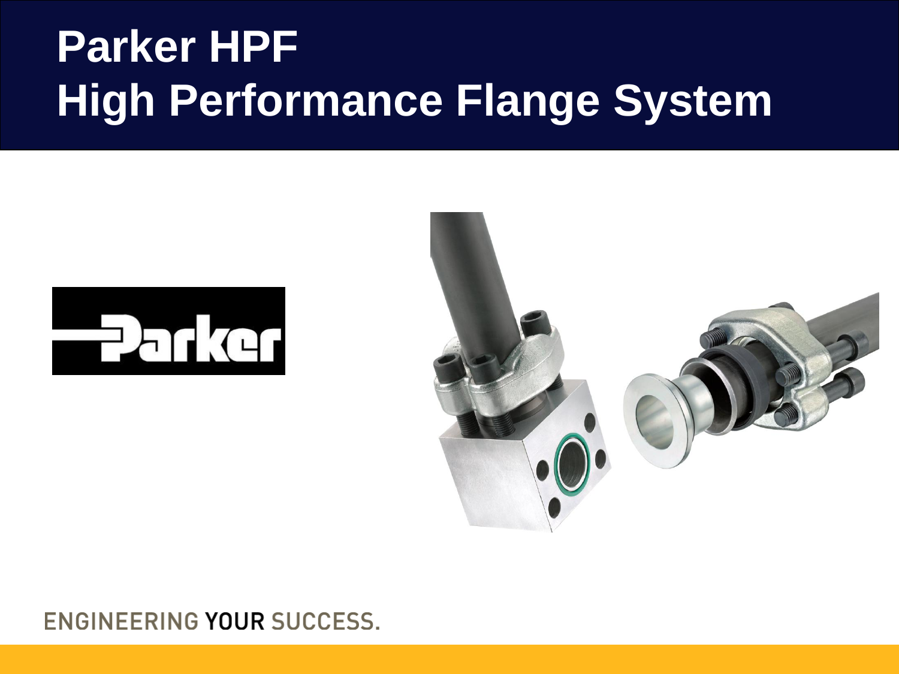# Parker HPF
# High Performance Flange System

ENGINEERING YOUR SUCCESS.